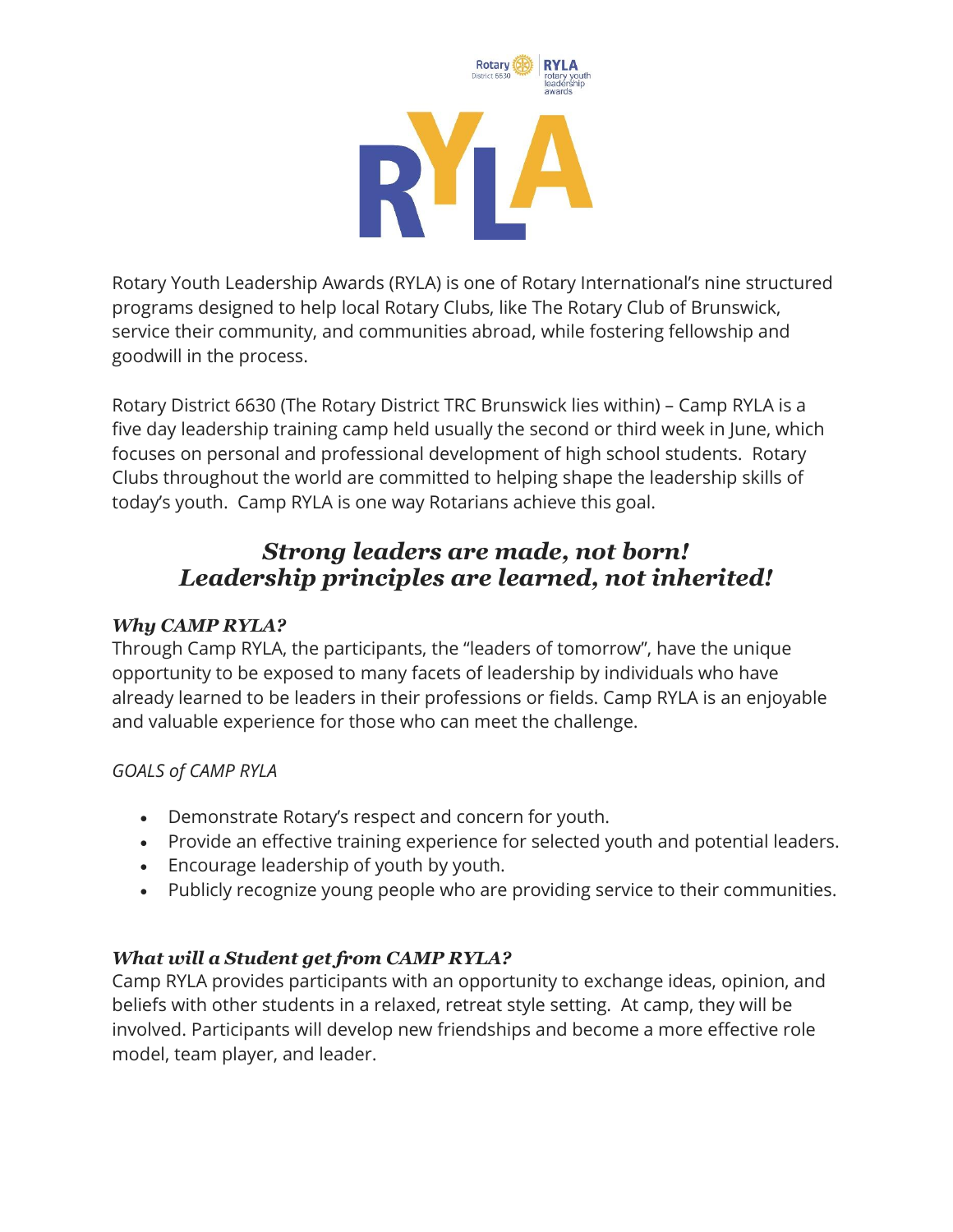Rotary District 6630 | RYLA rotary youth leadership awards

# RYLA

Rotary Youth Leadership Awards (RYLA) is one of Rotary International's nine structured programs designed to help local Rotary Clubs, like The Rotary Club of Brunswick, service their community, and communities abroad, while fostering fellowship and goodwill in the process.

Rotary District 6630 (The Rotary District TRC Brunswick lies within) – Camp RYLA is a five day leadership training camp held usually the second or third week in June, which focuses on personal and professional development of high school students. Rotary Clubs throughout the world are committed to helping shape the leadership skills of today's youth. Camp RYLA is one way Rotarians achieve this goal.

## ***Strong leaders are made, not born!***
## ***Leadership principles are learned, not inherited!***

***Why CAMP RYLA?***

Through Camp RYLA, the participants, the "leaders of tomorrow", have the unique opportunity to be exposed to many facets of leadership by individuals who have already learned to be leaders in their professions or fields. Camp RYLA is an enjoyable and valuable experience for those who can meet the challenge.

*GOALS of CAMP RYLA*

- Demonstrate Rotary's respect and concern for youth.
- Provide an effective training experience for selected youth and potential leaders.
- Encourage leadership of youth by youth.
- Publicly recognize young people who are providing service to their communities.

***What will a Student get from CAMP RYLA?***

Camp RYLA provides participants with an opportunity to exchange ideas, opinion, and beliefs with other students in a relaxed, retreat style setting. At camp, they will be involved. Participants will develop new friendships and become a more effective role model, team player, and leader.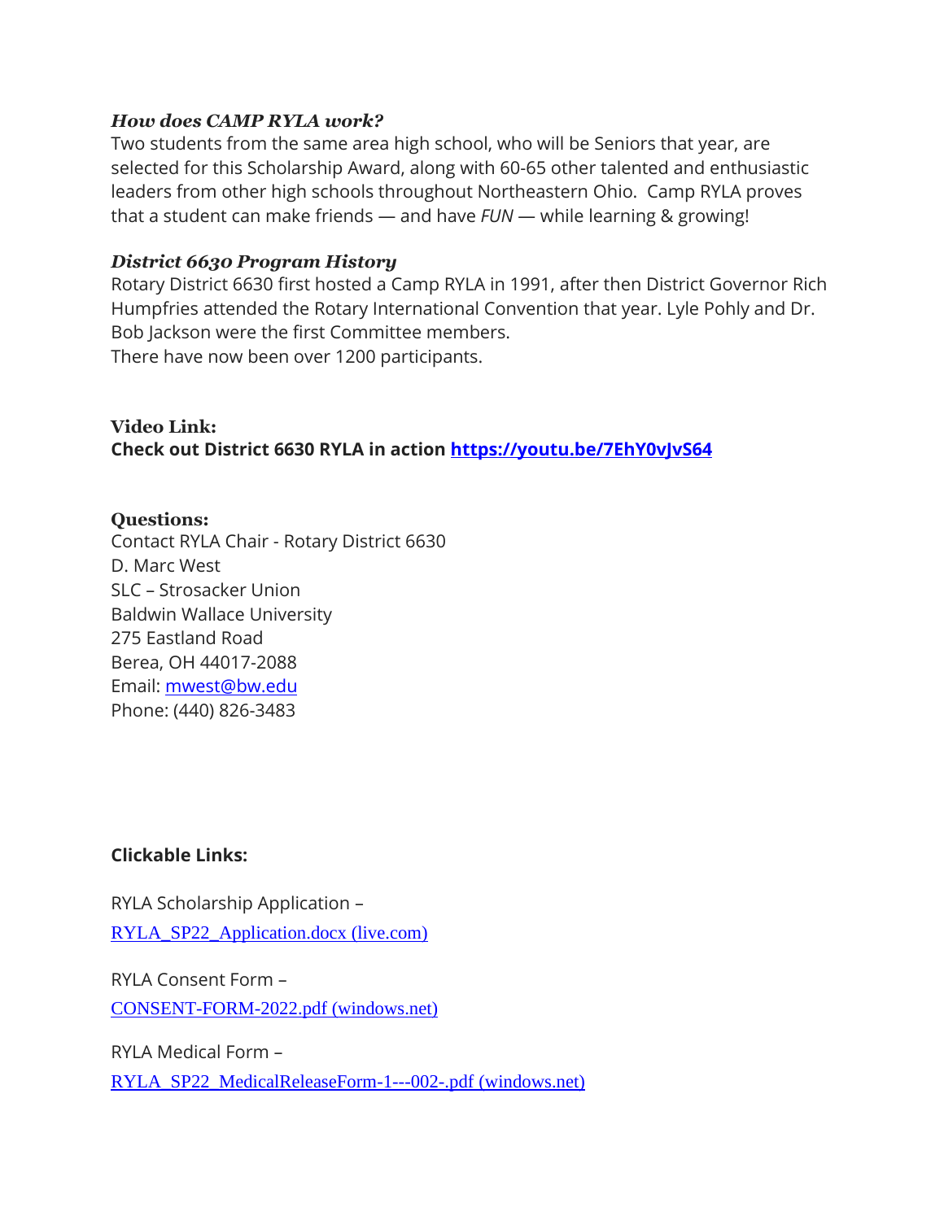### *How does CAMP RYLA work?*

Two students from the same area high school, who will be Seniors that year, are selected for this Scholarship Award, along with 60-65 other talented and enthusiastic leaders from other high schools throughout Northeastern Ohio. Camp RYLA proves that a student can make friends — and have *FUN* — while learning & growing!

### *District 6630 Program History*

Rotary District 6630 first hosted a Camp RYLA in 1991, after then District Governor Rich Humpfries attended the Rotary International Convention that year. Lyle Pohly and Dr. Bob Jackson were the first Committee members.
There have now been over 1200 participants.

**Video Link:**
**Check out District 6630 RYLA in action [https://youtu.be/7EhY0vJvS64](https://youtu.be/7EhY0vJvS64)**

**Questions:**
Contact RYLA Chair - Rotary District 6630
D. Marc West
SLC – Strosacker Union
Baldwin Wallace University
275 Eastland Road
Berea, OH 44017-2088
Email: mwest@bw.edu
Phone: (440) 826-3483

**Clickable Links:**

RYLA Scholarship Application –
RYLA_SP22_Application.docx (live.com)

RYLA Consent Form –
CONSENT-FORM-2022.pdf (windows.net)

RYLA Medical Form –
RYLA_SP22_MedicalReleaseForm-1---002-.pdf (windows.net)